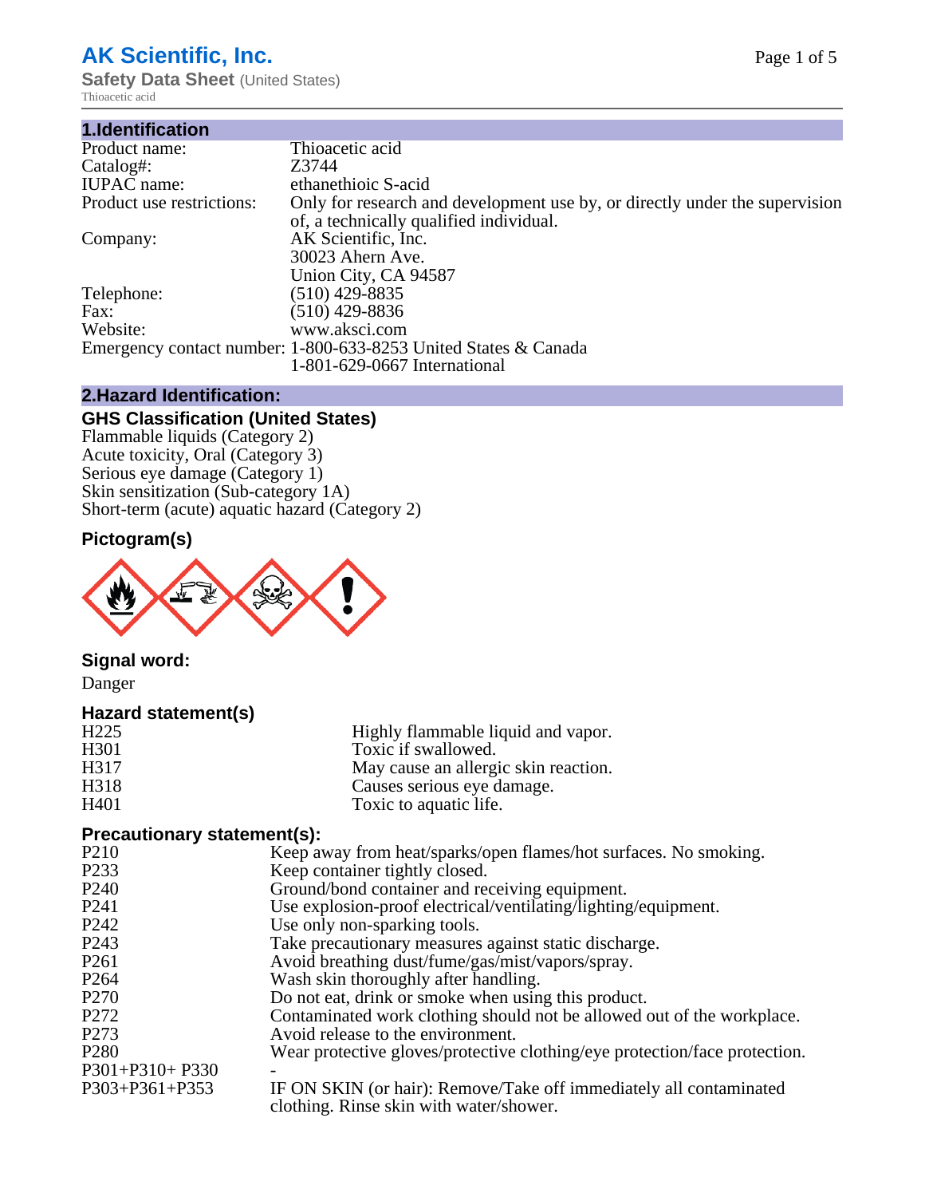# AK Scientific, Inc.

**Safety Data Sheet** (United States)
Thioacetic acid

## 1.Identification

| | |
|---|---|
| Product name: | Thioacetic acid |
| Catalog#: | Z3744 |
| IUPAC name: | ethanethioic S-acid |
| Product use restrictions: | Only for research and development use by, or directly under the supervision of, a technically qualified individual. |
| Company: | AK Scientific, Inc.<br>30023 Ahern Ave.<br>Union City, CA 94587 |
| Telephone: | (510) 429-8835 |
| Fax: | (510) 429-8836 |
| Website: | www.aksci.com |
| Emergency contact number: | 1-800-633-8253 United States & Canada<br>1-801-629-0667 International |

## 2.Hazard Identification:

### GHS Classification (United States)

Flammable liquids (Category 2)
Acute toxicity, Oral (Category 3)
Serious eye damage (Category 1)
Skin sensitization (Sub-category 1A)
Short-term (acute) aquatic hazard (Category 2)

### Pictogram(s)

### Signal word:

Danger

### Hazard statement(s)

| | |
|---|---|
| H225 | Highly flammable liquid and vapor. |
| H301 | Toxic if swallowed. |
| H317 | May cause an allergic skin reaction. |
| H318 | Causes serious eye damage. |
| H401 | Toxic to aquatic life. |

### Precautionary statement(s):

| | |
|---|---|
| P210 | Keep away from heat/sparks/open flames/hot surfaces. No smoking. |
| P233 | Keep container tightly closed. |
| P240 | Ground/bond container and receiving equipment. |
| P241 | Use explosion-proof electrical/ventilating/lighting/equipment. |
| P242 | Use only non-sparking tools. |
| P243 | Take precautionary measures against static discharge. |
| P261 | Avoid breathing dust/fume/gas/mist/vapors/spray. |
| P264 | Wash skin thoroughly after handling. |
| P270 | Do not eat, drink or smoke when using this product. |
| P272 | Contaminated work clothing should not be allowed out of the workplace. |
| P273 | Avoid release to the environment. |
| P280 | Wear protective gloves/protective clothing/eye protection/face protection. |
| P301+P310+ P330 | - |
| P303+P361+P353 | IF ON SKIN (or hair): Remove/Take off immediately all contaminated clothing. Rinse skin with water/shower. |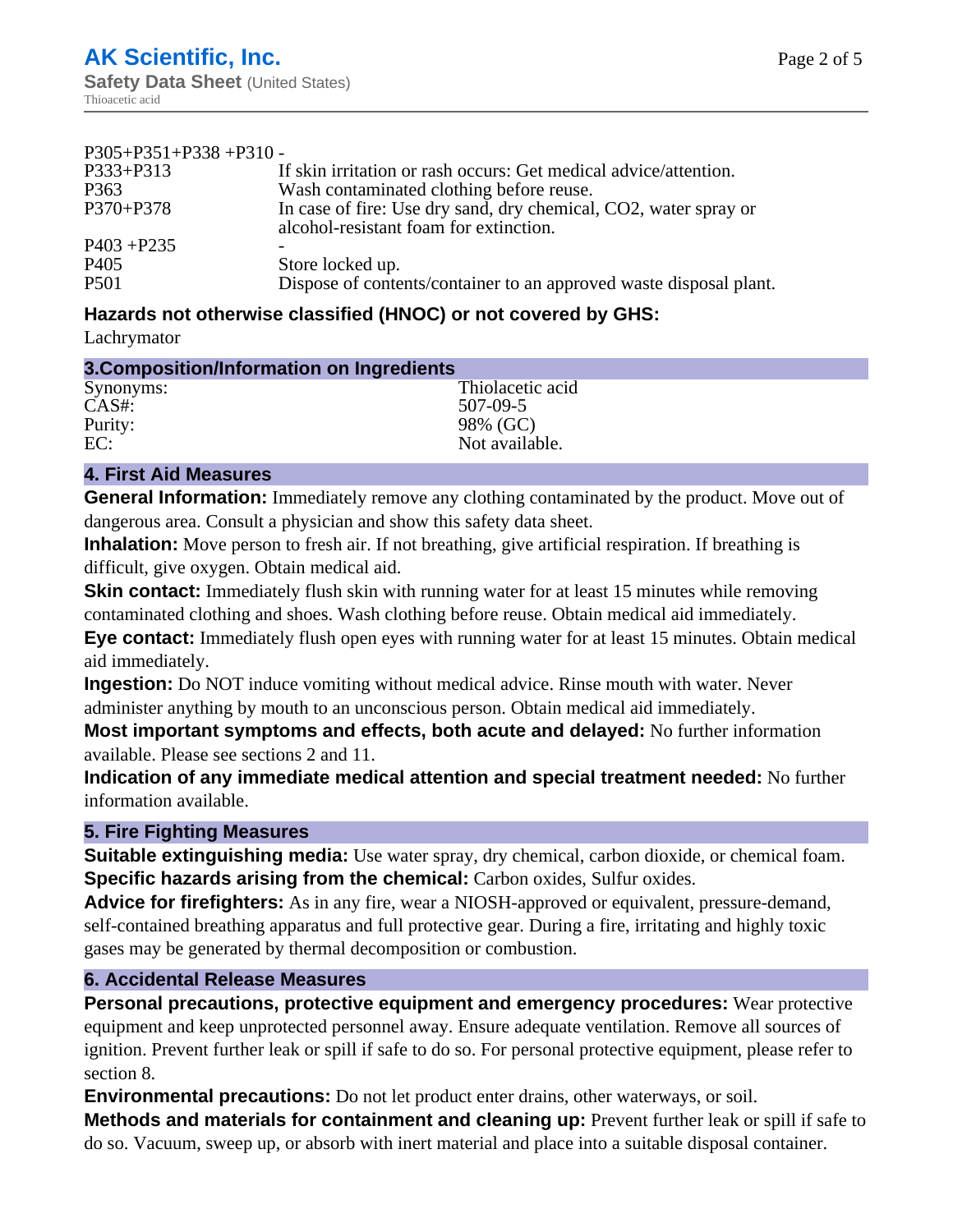| | |
|---|---|
| P305+P351+P338 +P310 - | |
| P333+P313 | If skin irritation or rash occurs: Get medical advice/attention. |
| P363 | Wash contaminated clothing before reuse. |
| P370+P378 | In case of fire: Use dry sand, dry chemical, CO2, water spray or alcohol-resistant foam for extinction. |
| P403 +P235 | - |
| P405 | Store locked up. |
| P501 | Dispose of contents/container to an approved waste disposal plant. |

### Hazards not otherwise classified (HNOC) or not covered by GHS:

Lachrymator

## 3.Composition/Information on Ingredients

| | |
|---|---|
| Synonyms: | Thiolacetic acid |
| CAS#: | 507-09-5 |
| Purity: | 98% (GC) |
| EC: | Not available. |

## 4. First Aid Measures

**General Information:** Immediately remove any clothing contaminated by the product. Move out of dangerous area. Consult a physician and show this safety data sheet.

**Inhalation:** Move person to fresh air. If not breathing, give artificial respiration. If breathing is difficult, give oxygen. Obtain medical aid.

**Skin contact:** Immediately flush skin with running water for at least 15 minutes while removing contaminated clothing and shoes. Wash clothing before reuse. Obtain medical aid immediately.

**Eye contact:** Immediately flush open eyes with running water for at least 15 minutes. Obtain medical aid immediately.

**Ingestion:** Do NOT induce vomiting without medical advice. Rinse mouth with water. Never administer anything by mouth to an unconscious person. Obtain medical aid immediately.

**Most important symptoms and effects, both acute and delayed:** No further information available. Please see sections 2 and 11.

**Indication of any immediate medical attention and special treatment needed:** No further information available.

## 5. Fire Fighting Measures

**Suitable extinguishing media:** Use water spray, dry chemical, carbon dioxide, or chemical foam.

**Specific hazards arising from the chemical:** Carbon oxides, Sulfur oxides.

**Advice for firefighters:** As in any fire, wear a NIOSH-approved or equivalent, pressure-demand, self-contained breathing apparatus and full protective gear. During a fire, irritating and highly toxic gases may be generated by thermal decomposition or combustion.

## 6. Accidental Release Measures

**Personal precautions, protective equipment and emergency procedures:** Wear protective equipment and keep unprotected personnel away. Ensure adequate ventilation. Remove all sources of ignition. Prevent further leak or spill if safe to do so. For personal protective equipment, please refer to section 8.

**Environmental precautions:** Do not let product enter drains, other waterways, or soil.

**Methods and materials for containment and cleaning up:** Prevent further leak or spill if safe to do so. Vacuum, sweep up, or absorb with inert material and place into a suitable disposal container.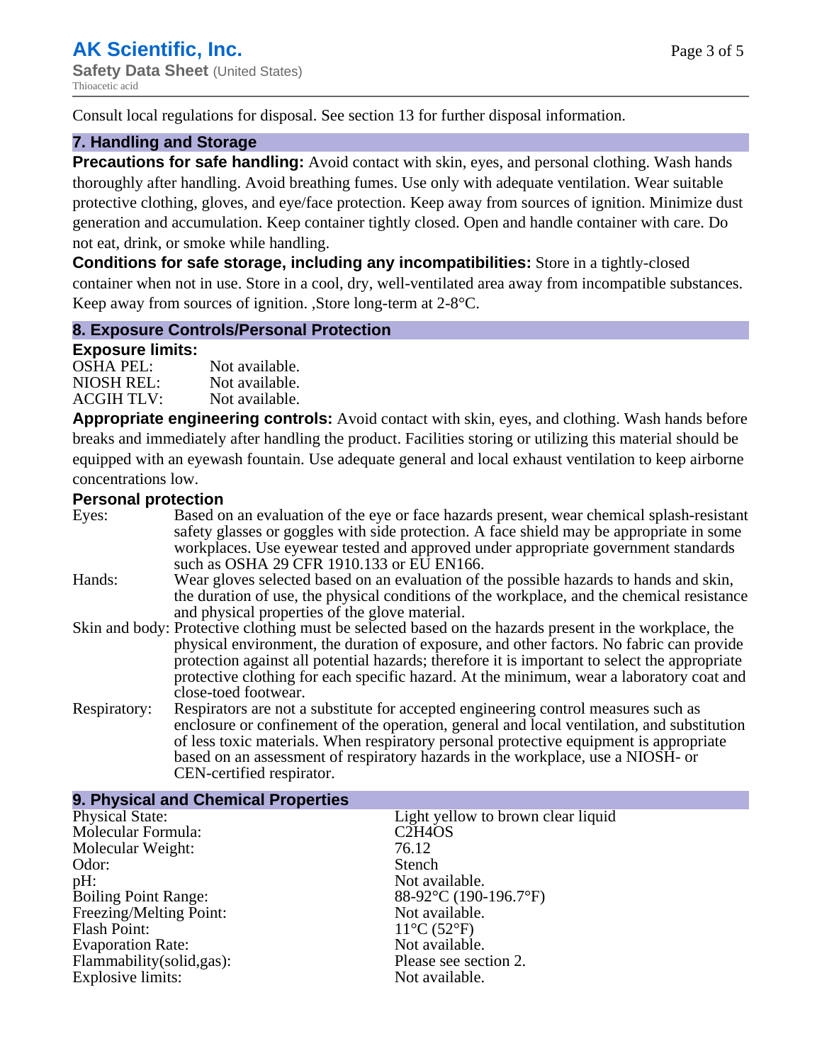Consult local regulations for disposal. See section 13 for further disposal information.

## 7. Handling and Storage

**Precautions for safe handling:** Avoid contact with skin, eyes, and personal clothing. Wash hands thoroughly after handling. Avoid breathing fumes. Use only with adequate ventilation. Wear suitable protective clothing, gloves, and eye/face protection. Keep away from sources of ignition. Minimize dust generation and accumulation. Keep container tightly closed. Open and handle container with care. Do not eat, drink, or smoke while handling.

**Conditions for safe storage, including any incompatibilities:** Store in a tightly-closed container when not in use. Store in a cool, dry, well-ventilated area away from incompatible substances. Keep away from sources of ignition. ,Store long-term at 2-8°C.

## 8. Exposure Controls/Personal Protection

**Exposure limits:**

| | |
|---|---|
| OSHA PEL: | Not available. |
| NIOSH REL: | Not available. |
| ACGIH TLV: | Not available. |

**Appropriate engineering controls:** Avoid contact with skin, eyes, and clothing. Wash hands before breaks and immediately after handling the product. Facilities storing or utilizing this material should be equipped with an eyewash fountain. Use adequate general and local exhaust ventilation to keep airborne concentrations low.

**Personal protection**

| | |
|---|---|
| Eyes: | Based on an evaluation of the eye or face hazards present, wear chemical splash-resistant safety glasses or goggles with side protection. A face shield may be appropriate in some workplaces. Use eyewear tested and approved under appropriate government standards such as OSHA 29 CFR 1910.133 or EU EN166. |
| Hands: | Wear gloves selected based on an evaluation of the possible hazards to hands and skin, the duration of use, the physical conditions of the workplace, and the chemical resistance and physical properties of the glove material. |
| Skin and body: | Protective clothing must be selected based on the hazards present in the workplace, the physical environment, the duration of exposure, and other factors. No fabric can provide protection against all potential hazards; therefore it is important to select the appropriate protective clothing for each specific hazard. At the minimum, wear a laboratory coat and close-toed footwear. |
| Respiratory: | Respirators are not a substitute for accepted engineering control measures such as enclosure or confinement of the operation, general and local ventilation, and substitution of less toxic materials. When respiratory personal protective equipment is appropriate based on an assessment of respiratory hazards in the workplace, use a NIOSH- or CEN-certified respirator. |

## 9. Physical and Chemical Properties

| | |
|---|---|
| Physical State: | Light yellow to brown clear liquid |
| Molecular Formula: | $C_2H_4OS$ |
| Molecular Weight: | 76.12 |
| Odor: | Stench |
| pH: | Not available. |
| Boiling Point Range: | 88-92°C (190-196.7°F) |
| Freezing/Melting Point: | Not available. |
| Flash Point: | 11°C (52°F) |
| Evaporation Rate: | Not available. |
| Flammability(solid,gas): | Please see section 2. |
| Explosive limits: | Not available. |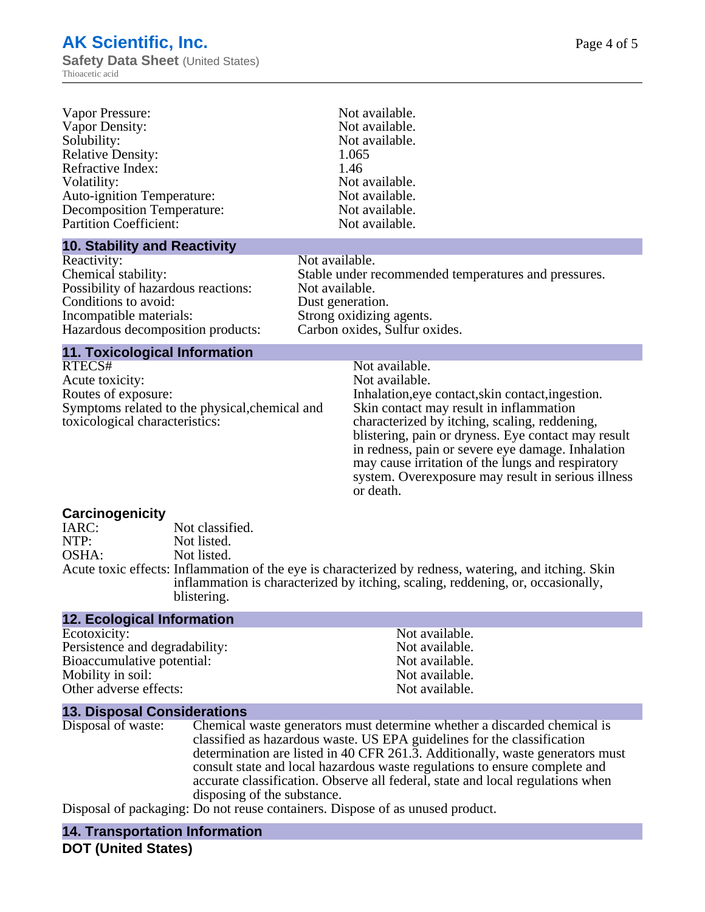| | |
|---|---|
| Vapor Pressure: | Not available. |
| Vapor Density: | Not available. |
| Solubility: | Not available. |
| Relative Density: | 1.065 |
| Refractive Index: | 1.46 |
| Volatility: | Not available. |
| Auto-ignition Temperature: | Not available. |
| Decomposition Temperature: | Not available. |
| Partition Coefficient: | Not available. |

## 10. Stability and Reactivity

| | |
|---|---|
| Reactivity: | Not available. |
| Chemical stability: | Stable under recommended temperatures and pressures. |
| Possibility of hazardous reactions: | Not available. |
| Conditions to avoid: | Dust generation. |
| Incompatible materials: | Strong oxidizing agents. |
| Hazardous decomposition products: | Carbon oxides, Sulfur oxides. |

## 11. Toxicological Information

| | |
|---|---|
| RTECS# | Not available. |
| Acute toxicity: | Not available. |
| Routes of exposure: | Inhalation,eye contact,skin contact,ingestion. |
| Symptoms related to the physical,chemical and toxicological characteristics: | Skin contact may result in inflammation characterized by itching, scaling, reddening, blistering, pain or dryness. Eye contact may result in redness, pain or severe eye damage. Inhalation may cause irritation of the lungs and respiratory system. Overexposure may result in serious illness or death. |

### Carcinogenicity

| | |
|---|---|
| IARC: | Not classified. |
| NTP: | Not listed. |
| OSHA: | Not listed. |
| Acute toxic effects: | Inflammation of the eye is characterized by redness, watering, and itching. Skin inflammation is characterized by itching, scaling, reddening, or, occasionally, blistering. |

## 12. Ecological Information

| | |
|---|---|
| Ecotoxicity: | Not available. |
| Persistence and degradability: | Not available. |
| Bioaccumulative potential: | Not available. |
| Mobility in soil: | Not available. |
| Other adverse effects: | Not available. |

## 13. Disposal Considerations

| | |
|---|---|
| Disposal of waste: | Chemical waste generators must determine whether a discarded chemical is classified as hazardous waste. US EPA guidelines for the classification determination are listed in 40 CFR 261.3. Additionally, waste generators must consult state and local hazardous waste regulations to ensure complete and accurate classification. Observe all federal, state and local regulations when disposing of the substance. |
| Disposal of packaging: | Do not reuse containers. Dispose of as unused product. |

## 14. Transportation Information

### DOT (United States)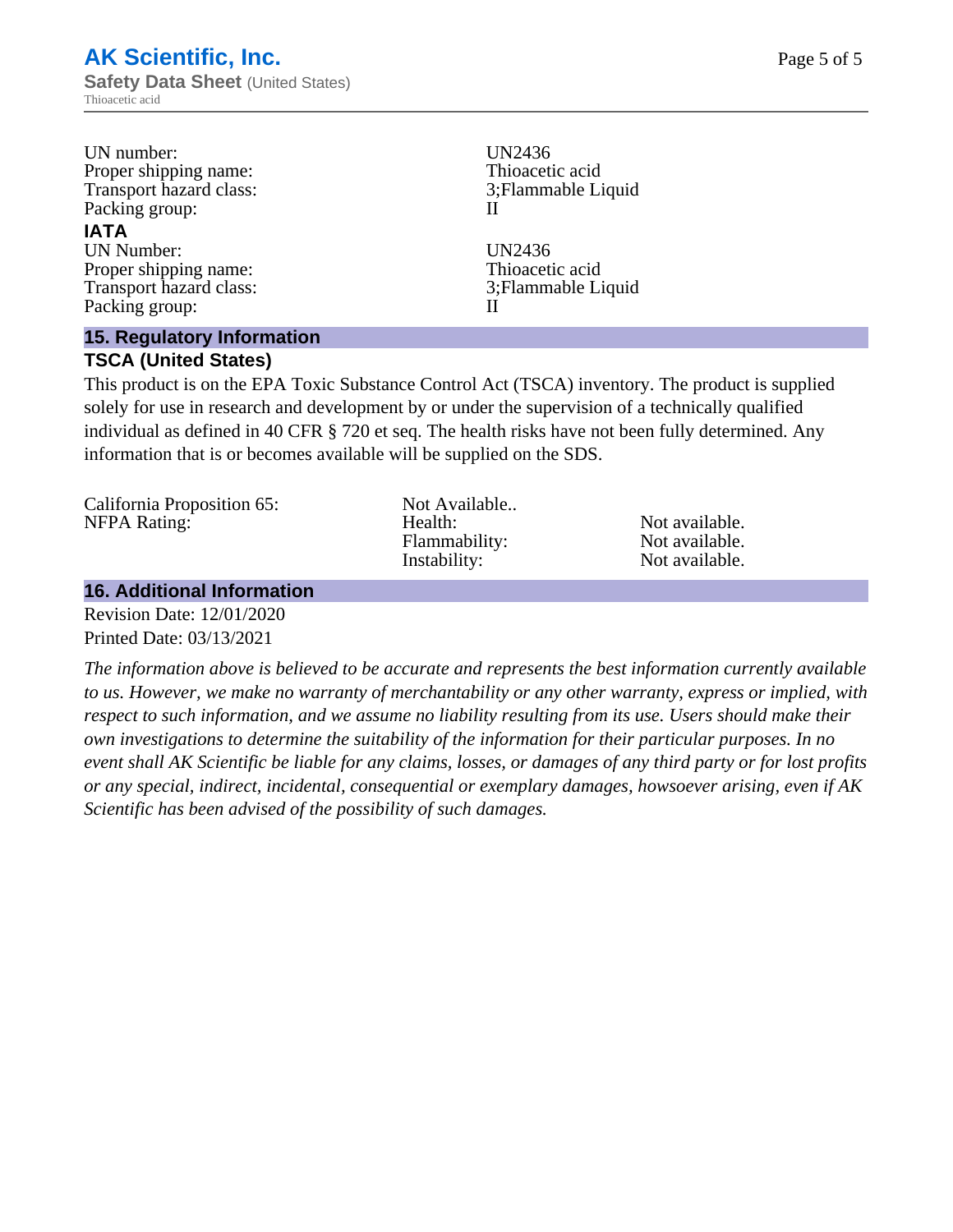| | |
|---|---|
| UN number: | UN2436 |
| Proper shipping name: | Thioacetic acid |
| Transport hazard class: | 3;Flammable Liquid |
| Packing group: | II |

**IATA**

| | |
|---|---|
| UN Number: | UN2436 |
| Proper shipping name: | Thioacetic acid |
| Transport hazard class: | 3;Flammable Liquid |
| Packing group: | II |

## 15. Regulatory Information

### TSCA (United States)

This product is on the EPA Toxic Substance Control Act (TSCA) inventory. The product is supplied solely for use in research and development by or under the supervision of a technically qualified individual as defined in 40 CFR § 720 et seq. The health risks have not been fully determined. Any information that is or becomes available will be supplied on the SDS.

| | | |
|---|---|---|
| California Proposition 65: | Not Available.. | |
| NFPA Rating: | Health: | Not available. |
| | Flammability: | Not available. |
| | Instability: | Not available. |

## 16. Additional Information

Revision Date: 12/01/2020

Printed Date: 03/13/2021

*The information above is believed to be accurate and represents the best information currently available to us. However, we make no warranty of merchantability or any other warranty, express or implied, with respect to such information, and we assume no liability resulting from its use. Users should make their own investigations to determine the suitability of the information for their particular purposes. In no event shall AK Scientific be liable for any claims, losses, or damages of any third party or for lost profits or any special, indirect, incidental, consequential or exemplary damages, howsoever arising, even if AK Scientific has been advised of the possibility of such damages.*